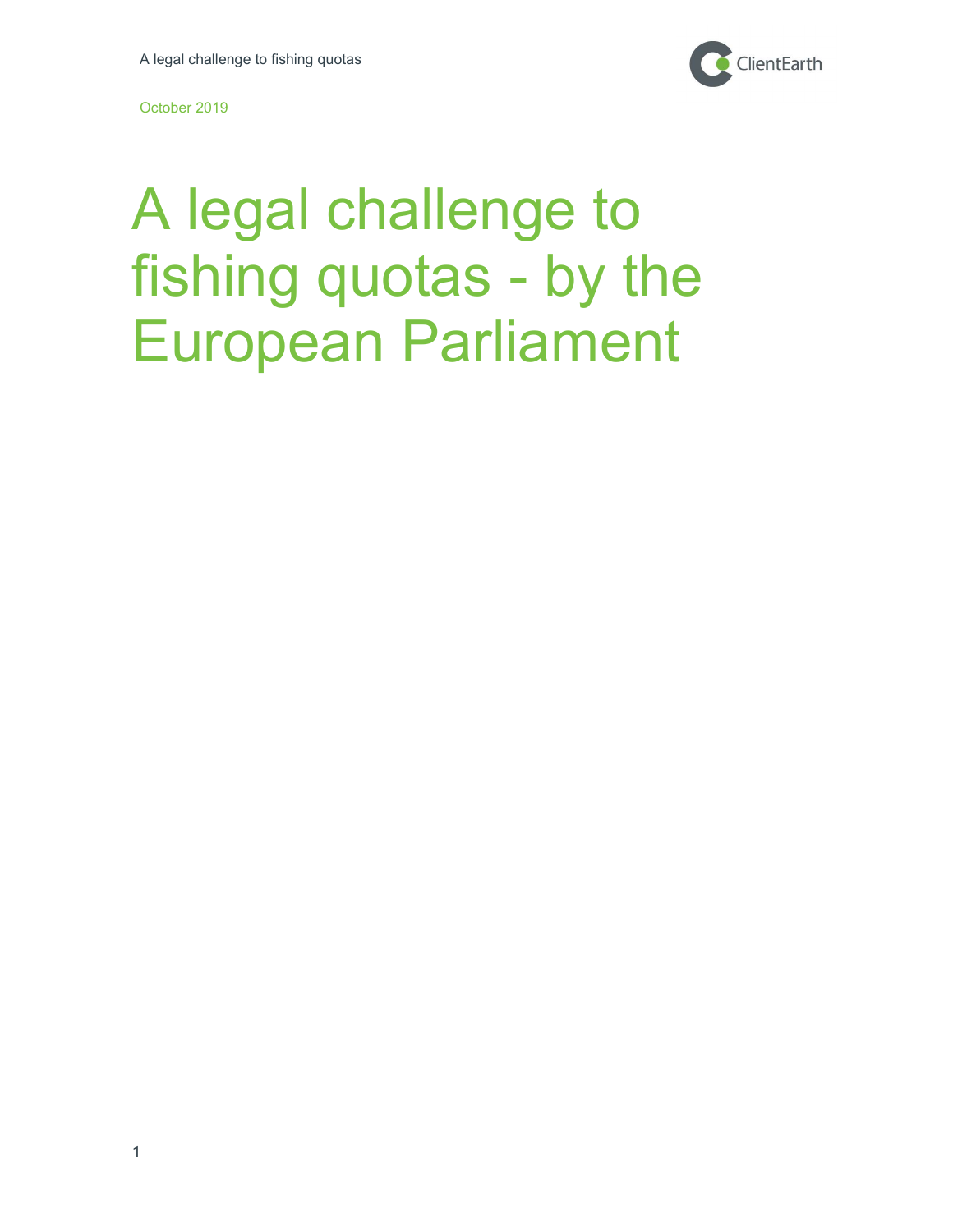October 2019

# A legal challenge to fishing quotas - by the European Parliament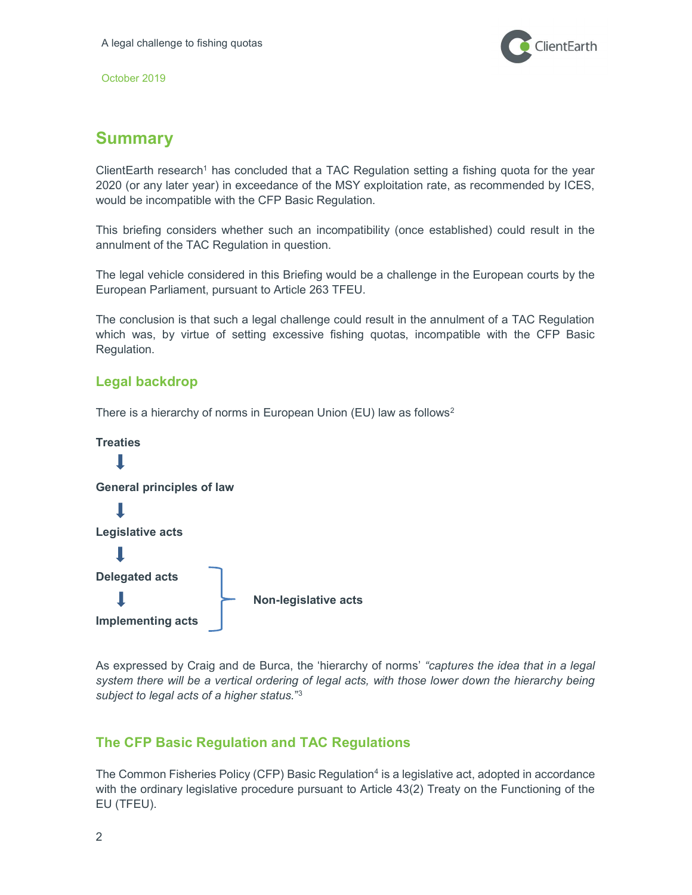## Summary

ClientEarth research[1] has concluded that a TAC Regulation setting a fishing quota for the year 2020 (or any later year) in exceedance of the MSY exploitation rate, as recommended by ICES, would be incompatible with the CFP Basic Regulation.

This briefing considers whether such an incompatibility (once established) could result in the annulment of the TAC Regulation in question.

The legal vehicle considered in this Briefing would be a challenge in the European courts by the European Parliament, pursuant to Article 263 TFEU.

The conclusion is that such a legal challenge could result in the annulment of a TAC Regulation which was, by virtue of setting excessive fishing quotas, incompatible with the CFP Basic Regulation.

### Legal backdrop

There is a hierarchy of norms in European Union (EU) law as follows[2]

**Treaties**

⬇

**General principles of law**

⬇

**Legislative acts**

⬇

**Delegated acts** ⎫

⬇ ⎬ **Non-legislative acts**

**Implementing acts** ⎭

As expressed by Craig and de Burca, the 'hierarchy of norms' *"captures the idea that in a legal system there will be a vertical ordering of legal acts, with those lower down the hierarchy being subject to legal acts of a higher status."*[3]

### The CFP Basic Regulation and TAC Regulations

The Common Fisheries Policy (CFP) Basic Regulation[4] is a legislative act, adopted in accordance with the ordinary legislative procedure pursuant to Article 43(2) Treaty on the Functioning of the EU (TFEU).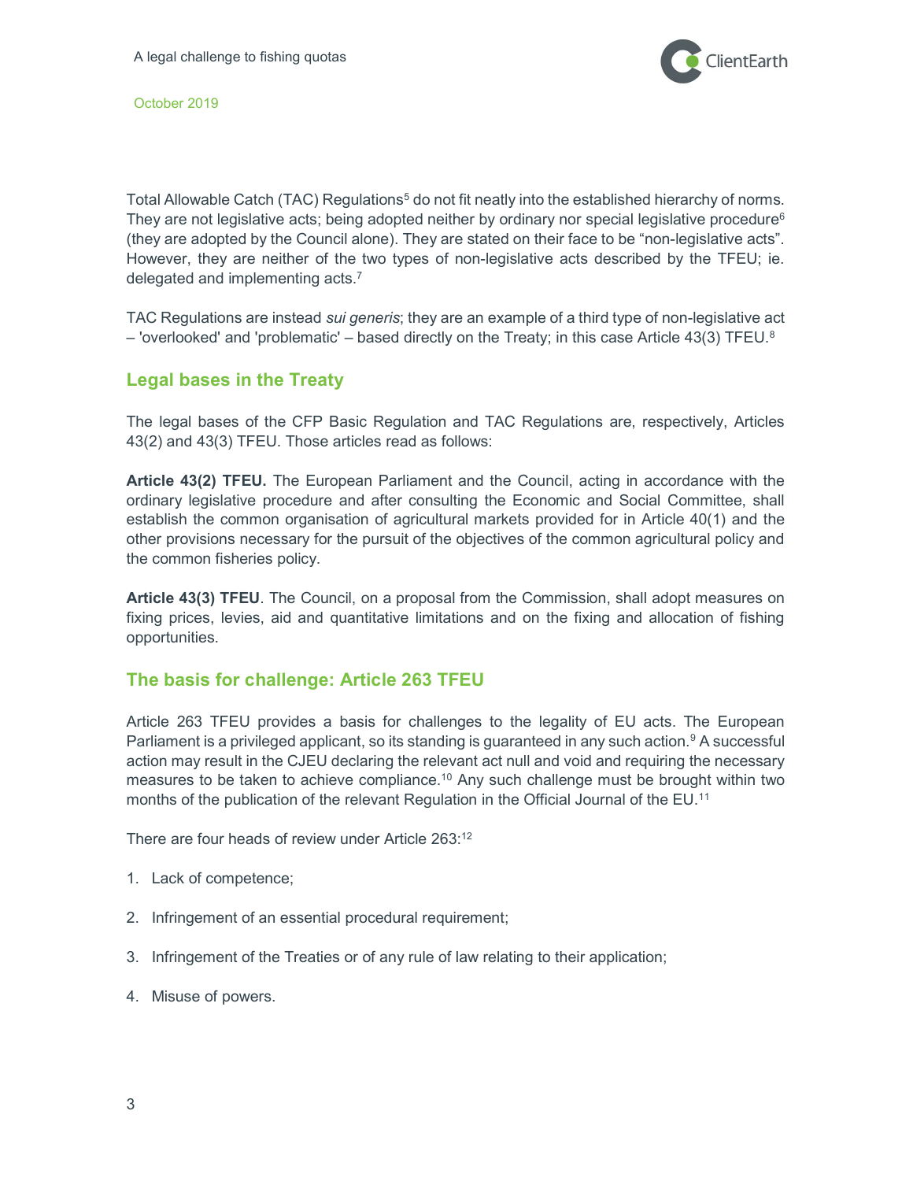Total Allowable Catch (TAC) Regulations[5] do not fit neatly into the established hierarchy of norms. They are not legislative acts; being adopted neither by ordinary nor special legislative procedure[6] (they are adopted by the Council alone). They are stated on their face to be "non-legislative acts". However, they are neither of the two types of non-legislative acts described by the TFEU; ie. delegated and implementing acts.[7]

TAC Regulations are instead *sui generis*; they are an example of a third type of non-legislative act – 'overlooked' and 'problematic' – based directly on the Treaty; in this case Article 43(3) TFEU.[8]

## Legal bases in the Treaty

The legal bases of the CFP Basic Regulation and TAC Regulations are, respectively, Articles 43(2) and 43(3) TFEU. Those articles read as follows:

**Article 43(2) TFEU.** The European Parliament and the Council, acting in accordance with the ordinary legislative procedure and after consulting the Economic and Social Committee, shall establish the common organisation of agricultural markets provided for in Article 40(1) and the other provisions necessary for the pursuit of the objectives of the common agricultural policy and the common fisheries policy.

**Article 43(3) TFEU**. The Council, on a proposal from the Commission, shall adopt measures on fixing prices, levies, aid and quantitative limitations and on the fixing and allocation of fishing opportunities.

## The basis for challenge: Article 263 TFEU

Article 263 TFEU provides a basis for challenges to the legality of EU acts. The European Parliament is a privileged applicant, so its standing is guaranteed in any such action.[9] A successful action may result in the CJEU declaring the relevant act null and void and requiring the necessary measures to be taken to achieve compliance.[10] Any such challenge must be brought within two months of the publication of the relevant Regulation in the Official Journal of the EU.[11]

There are four heads of review under Article 263:[12]

1. Lack of competence;
2. Infringement of an essential procedural requirement;
3. Infringement of the Treaties or of any rule of law relating to their application;
4. Misuse of powers.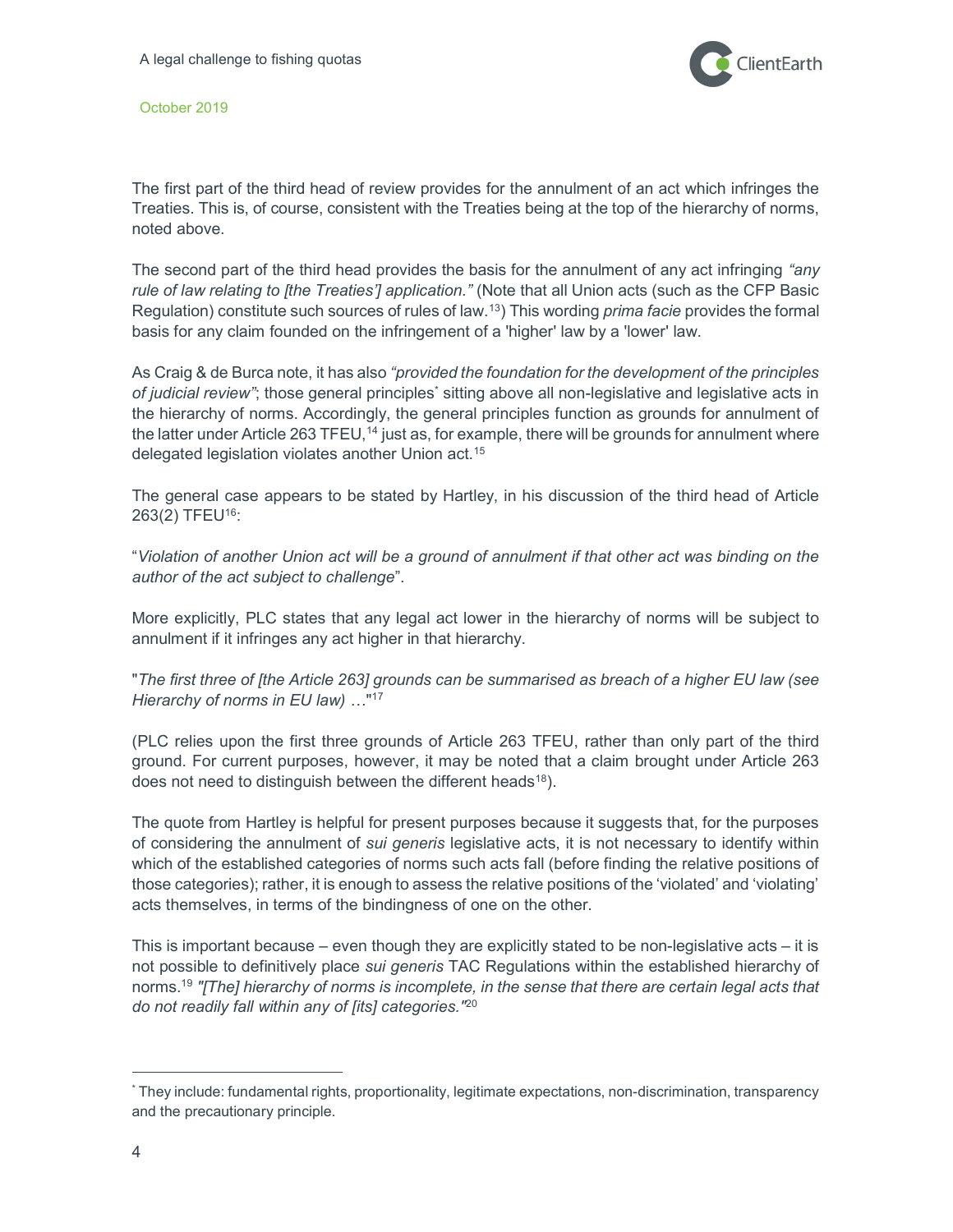The first part of the third head of review provides for the annulment of an act which infringes the Treaties. This is, of course, consistent with the Treaties being at the top of the hierarchy of norms, noted above.

The second part of the third head provides the basis for the annulment of any act infringing *"any rule of law relating to [the Treaties'] application."* (Note that all Union acts (such as the CFP Basic Regulation) constitute such sources of rules of law.[13]) This wording *prima facie* provides the formal basis for any claim founded on the infringement of a 'higher' law by a 'lower' law.

As Craig & de Burca note, it has also *"provided the foundation for the development of the principles of judicial review"*; those general principles[*] sitting above all non-legislative and legislative acts in the hierarchy of norms. Accordingly, the general principles function as grounds for annulment of the latter under Article 263 TFEU,[14] just as, for example, there will be grounds for annulment where delegated legislation violates another Union act.[15]

The general case appears to be stated by Hartley, in his discussion of the third head of Article 263(2) TFEU[16]:

"*Violation of another Union act will be a ground of annulment if that other act was binding on the author of the act subject to challenge*".

More explicitly, PLC states that any legal act lower in the hierarchy of norms will be subject to annulment if it infringes any act higher in that hierarchy.

"*The first three of [the Article 263] grounds can be summarised as breach of a higher EU law (see Hierarchy of norms in EU law) …*"[17]

(PLC relies upon the first three grounds of Article 263 TFEU, rather than only part of the third ground. For current purposes, however, it may be noted that a claim brought under Article 263 does not need to distinguish between the different heads[18]).

The quote from Hartley is helpful for present purposes because it suggests that, for the purposes of considering the annulment of *sui generis* legislative acts, it is not necessary to identify within which of the established categories of norms such acts fall (before finding the relative positions of those categories); rather, it is enough to assess the relative positions of the 'violated' and 'violating' acts themselves, in terms of the bindingness of one on the other.

This is important because – even though they are explicitly stated to be non-legislative acts – it is not possible to definitively place *sui generis* TAC Regulations within the established hierarchy of norms.[19] *"[The] hierarchy of norms is incomplete, in the sense that there are certain legal acts that do not readily fall within any of [its] categories."*[20]

---

[*] They include: fundamental rights, proportionality, legitimate expectations, non-discrimination, transparency and the precautionary principle.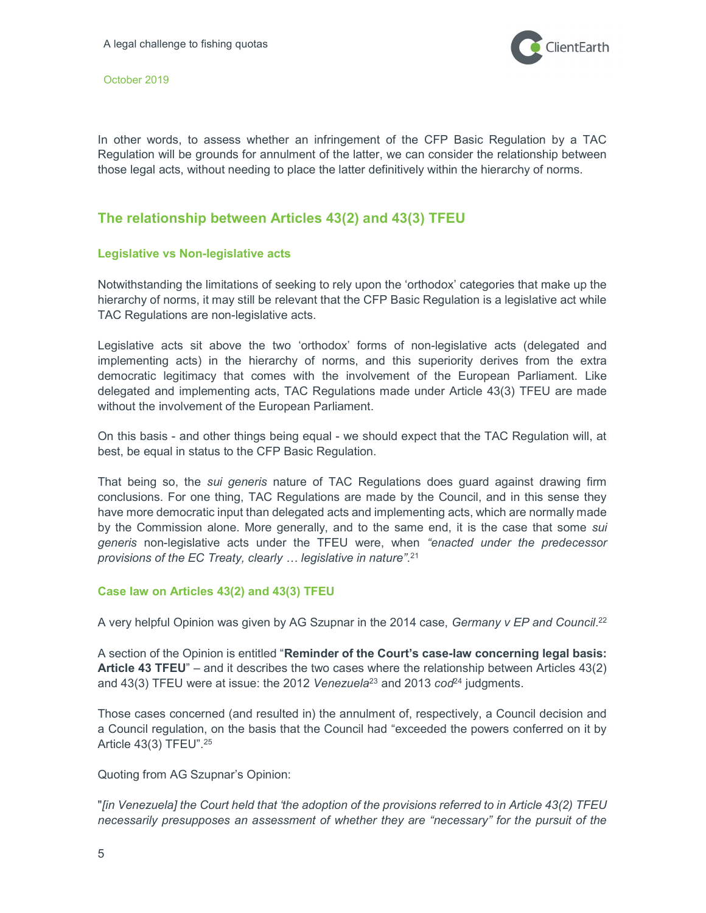In other words, to assess whether an infringement of the CFP Basic Regulation by a TAC Regulation will be grounds for annulment of the latter, we can consider the relationship between those legal acts, without needing to place the latter definitively within the hierarchy of norms.

## The relationship between Articles 43(2) and 43(3) TFEU

### Legislative vs Non-legislative acts

Notwithstanding the limitations of seeking to rely upon the 'orthodox' categories that make up the hierarchy of norms, it may still be relevant that the CFP Basic Regulation is a legislative act while TAC Regulations are non-legislative acts.

Legislative acts sit above the two 'orthodox' forms of non-legislative acts (delegated and implementing acts) in the hierarchy of norms, and this superiority derives from the extra democratic legitimacy that comes with the involvement of the European Parliament. Like delegated and implementing acts, TAC Regulations made under Article 43(3) TFEU are made without the involvement of the European Parliament.

On this basis - and other things being equal - we should expect that the TAC Regulation will, at best, be equal in status to the CFP Basic Regulation.

That being so, the *sui generis* nature of TAC Regulations does guard against drawing firm conclusions. For one thing, TAC Regulations are made by the Council, and in this sense they have more democratic input than delegated acts and implementing acts, which are normally made by the Commission alone. More generally, and to the same end, it is the case that some *sui generis* non-legislative acts under the TFEU were, when *"enacted under the predecessor provisions of the EC Treaty, clearly … legislative in nature"*.[21]

### Case law on Articles 43(2) and 43(3) TFEU

A very helpful Opinion was given by AG Szupnar in the 2014 case, *Germany v EP and Council*.[22]

A section of the Opinion is entitled "**Reminder of the Court's case-law concerning legal basis: Article 43 TFEU**" – and it describes the two cases where the relationship between Articles 43(2) and 43(3) TFEU were at issue: the 2012 *Venezuela*[23] and 2013 *cod*[24] judgments.

Those cases concerned (and resulted in) the annulment of, respectively, a Council decision and a Council regulation, on the basis that the Council had "exceeded the powers conferred on it by Article 43(3) TFEU".[25]

Quoting from AG Szupnar's Opinion:

"*[in Venezuela] the Court held that 'the adoption of the provisions referred to in Article 43(2) TFEU necessarily presupposes an assessment of whether they are "necessary" for the pursuit of the*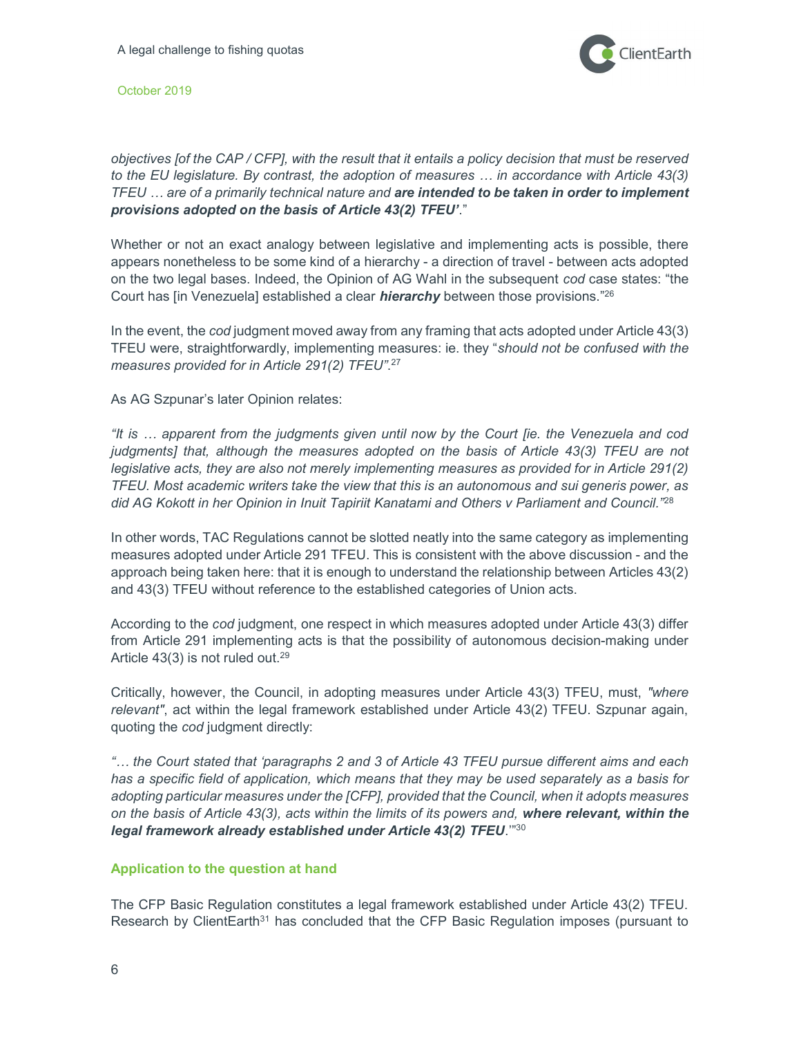*objectives [of the CAP / CFP], with the result that it entails a policy decision that must be reserved to the EU legislature. By contrast, the adoption of measures … in accordance with Article 43(3) TFEU … are of a primarily technical nature and **are intended to be taken in order to implement provisions adopted on the basis of Article 43(2) TFEU'**.*"

Whether or not an exact analogy between legislative and implementing acts is possible, there appears nonetheless to be some kind of a hierarchy - a direction of travel - between acts adopted on the two legal bases. Indeed, the Opinion of AG Wahl in the subsequent *cod* case states: "the Court has [in Venezuela] established a clear ***hierarchy*** between those provisions."[26]

In the event, the *cod* judgment moved away from any framing that acts adopted under Article 43(3) TFEU were, straightforwardly, implementing measures: ie. they "*should not be confused with the measures provided for in Article 291(2) TFEU"*.[27]

As AG Szpunar's later Opinion relates:

*"It is … apparent from the judgments given until now by the Court [ie. the Venezuela and cod judgments] that, although the measures adopted on the basis of Article 43(3) TFEU are not legislative acts, they are also not merely implementing measures as provided for in Article 291(2) TFEU. Most academic writers take the view that this is an autonomous and sui generis power, as did AG Kokott in her Opinion in Inuit Tapiriit Kanatami and Others v Parliament and Council."*[28]

In other words, TAC Regulations cannot be slotted neatly into the same category as implementing measures adopted under Article 291 TFEU. This is consistent with the above discussion - and the approach being taken here: that it is enough to understand the relationship between Articles 43(2) and 43(3) TFEU without reference to the established categories of Union acts.

According to the *cod* judgment, one respect in which measures adopted under Article 43(3) differ from Article 291 implementing acts is that the possibility of autonomous decision-making under Article 43(3) is not ruled out.[29]

Critically, however, the Council, in adopting measures under Article 43(3) TFEU, must, *"where relevant"*, act within the legal framework established under Article 43(2) TFEU. Szpunar again, quoting the *cod* judgment directly:

*"… the Court stated that 'paragraphs 2 and 3 of Article 43 TFEU pursue different aims and each has a specific field of application, which means that they may be used separately as a basis for adopting particular measures under the [CFP], provided that the Council, when it adopts measures on the basis of Article 43(3), acts within the limits of its powers and, **where relevant, within the legal framework already established under Article 43(2) TFEU**.'"*[30]

### Application to the question at hand

The CFP Basic Regulation constitutes a legal framework established under Article 43(2) TFEU. Research by ClientEarth[31] has concluded that the CFP Basic Regulation imposes (pursuant to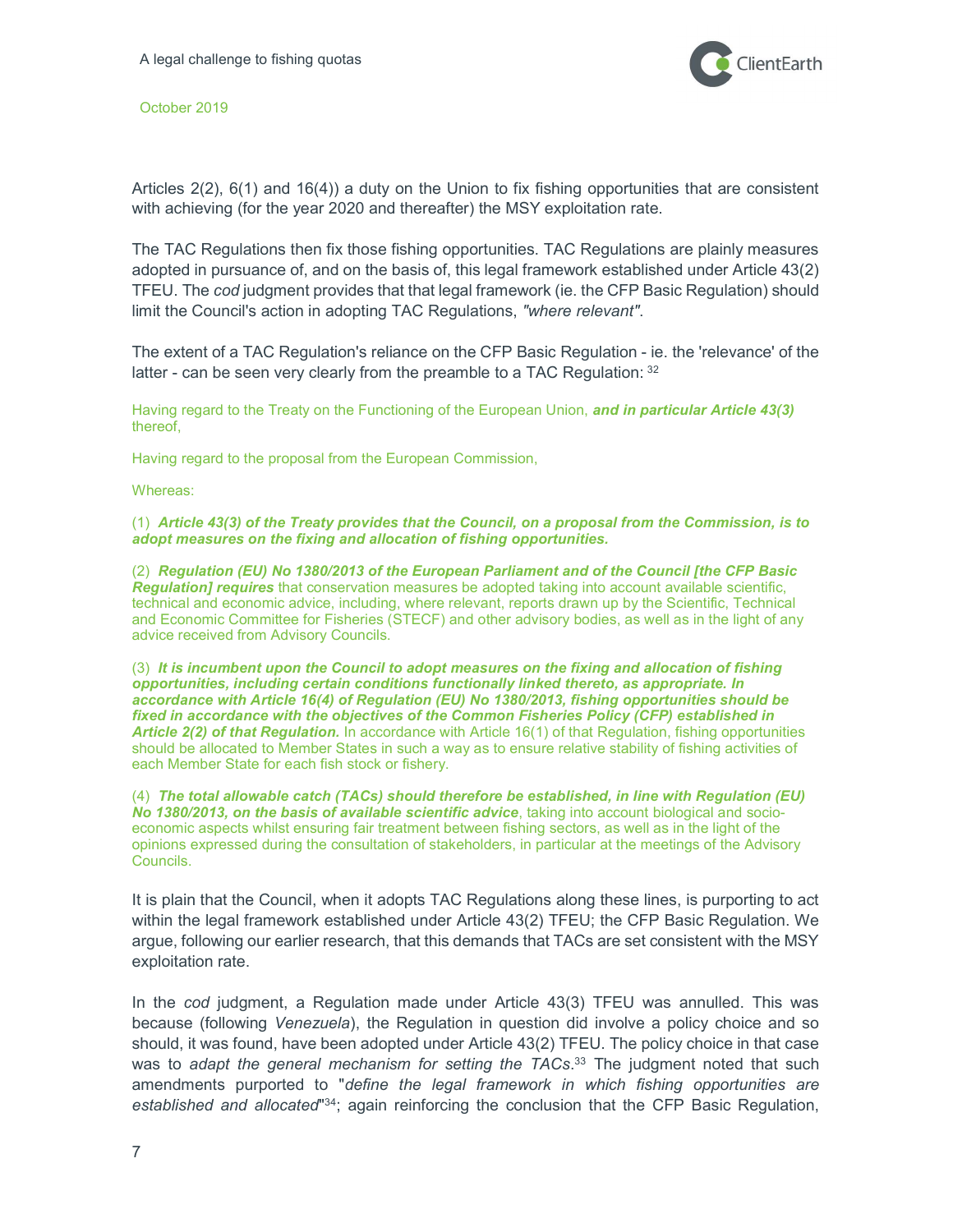Articles 2(2), 6(1) and 16(4)) a duty on the Union to fix fishing opportunities that are consistent with achieving (for the year 2020 and thereafter) the MSY exploitation rate.

The TAC Regulations then fix those fishing opportunities. TAC Regulations are plainly measures adopted in pursuance of, and on the basis of, this legal framework established under Article 43(2) TFEU. The *cod* judgment provides that that legal framework (ie. the CFP Basic Regulation) should limit the Council's action in adopting TAC Regulations, *"where relevant"*.

The extent of a TAC Regulation's reliance on the CFP Basic Regulation - ie. the 'relevance' of the latter - can be seen very clearly from the preamble to a TAC Regulation: [32]

> Having regard to the Treaty on the Functioning of the European Union, ***and in particular Article 43(3)*** thereof,
>
> Having regard to the proposal from the European Commission,
>
> Whereas:
>
> (1) ***Article 43(3) of the Treaty provides that the Council, on a proposal from the Commission, is to adopt measures on the fixing and allocation of fishing opportunities.***
>
> (2) ***Regulation (EU) No 1380/2013 of the European Parliament and of the Council [the CFP Basic Regulation] requires*** that conservation measures be adopted taking into account available scientific, technical and economic advice, including, where relevant, reports drawn up by the Scientific, Technical and Economic Committee for Fisheries (STECF) and other advisory bodies, as well as in the light of any advice received from Advisory Councils.
>
> (3) ***It is incumbent upon the Council to adopt measures on the fixing and allocation of fishing opportunities, including certain conditions functionally linked thereto, as appropriate. In accordance with Article 16(4) of Regulation (EU) No 1380/2013, fishing opportunities should be fixed in accordance with the objectives of the Common Fisheries Policy (CFP) established in Article 2(2) of that Regulation.*** In accordance with Article 16(1) of that Regulation, fishing opportunities should be allocated to Member States in such a way as to ensure relative stability of fishing activities of each Member State for each fish stock or fishery.
>
> (4) ***The total allowable catch (TACs) should therefore be established, in line with Regulation (EU) No 1380/2013, on the basis of available scientific advice***, taking into account biological and socio-economic aspects whilst ensuring fair treatment between fishing sectors, as well as in the light of the opinions expressed during the consultation of stakeholders, in particular at the meetings of the Advisory Councils.

It is plain that the Council, when it adopts TAC Regulations along these lines, is purporting to act within the legal framework established under Article 43(2) TFEU; the CFP Basic Regulation. We argue, following our earlier research, that this demands that TACs are set consistent with the MSY exploitation rate.

In the *cod* judgment, a Regulation made under Article 43(3) TFEU was annulled. This was because (following *Venezuela*), the Regulation in question did involve a policy choice and so should, it was found, have been adopted under Article 43(2) TFEU. The policy choice in that case was to *adapt the general mechanism for setting the TACs*.[33] The judgment noted that such amendments purported to "*define the legal framework in which fishing opportunities are established and allocated*"[34]; again reinforcing the conclusion that the CFP Basic Regulation,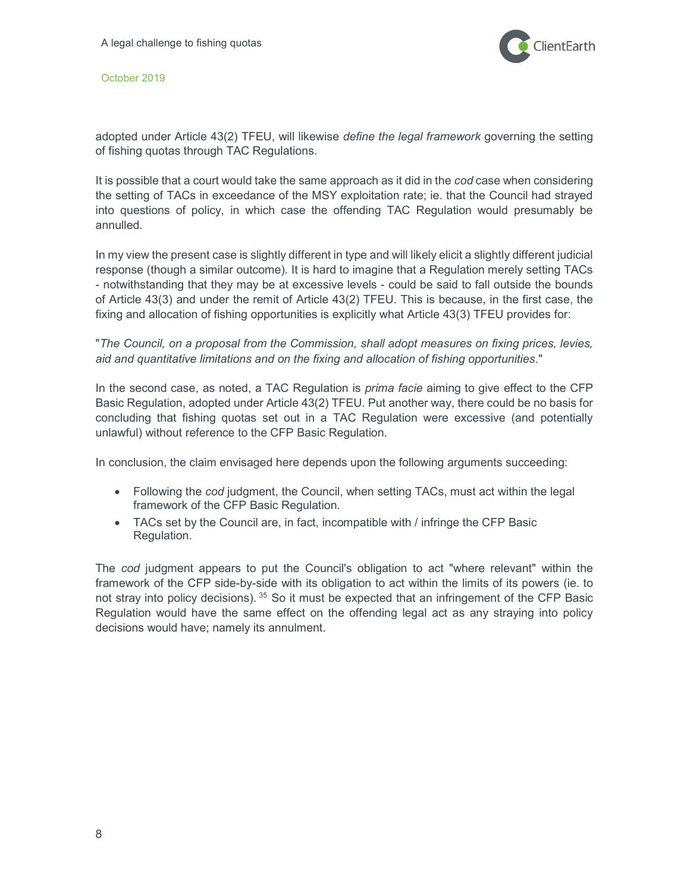adopted under Article 43(2) TFEU, will likewise *define the legal framework* governing the setting of fishing quotas through TAC Regulations.

It is possible that a court would take the same approach as it did in the *cod* case when considering the setting of TACs in exceedance of the MSY exploitation rate; ie. that the Council had strayed into questions of policy, in which case the offending TAC Regulation would presumably be annulled.

In my view the present case is slightly different in type and will likely elicit a slightly different judicial response (though a similar outcome). It is hard to imagine that a Regulation merely setting TACs - notwithstanding that they may be at excessive levels - could be said to fall outside the bounds of Article 43(3) and under the remit of Article 43(2) TFEU. This is because, in the first case, the fixing and allocation of fishing opportunities is explicitly what Article 43(3) TFEU provides for:

"*The Council, on a proposal from the Commission, shall adopt measures on fixing prices, levies, aid and quantitative limitations and on the fixing and allocation of fishing opportunities*."

In the second case, as noted, a TAC Regulation is *prima facie* aiming to give effect to the CFP Basic Regulation, adopted under Article 43(2) TFEU. Put another way, there could be no basis for concluding that fishing quotas set out in a TAC Regulation were excessive (and potentially unlawful) without reference to the CFP Basic Regulation.

In conclusion, the claim envisaged here depends upon the following arguments succeeding:

- Following the *cod* judgment, the Council, when setting TACs, must act within the legal framework of the CFP Basic Regulation.
- TACs set by the Council are, in fact, incompatible with / infringe the CFP Basic Regulation.

The *cod* judgment appears to put the Council's obligation to act "where relevant" within the framework of the CFP side-by-side with its obligation to act within the limits of its powers (ie. to not stray into policy decisions). [35] So it must be expected that an infringement of the CFP Basic Regulation would have the same effect on the offending legal act as any straying into policy decisions would have; namely its annulment.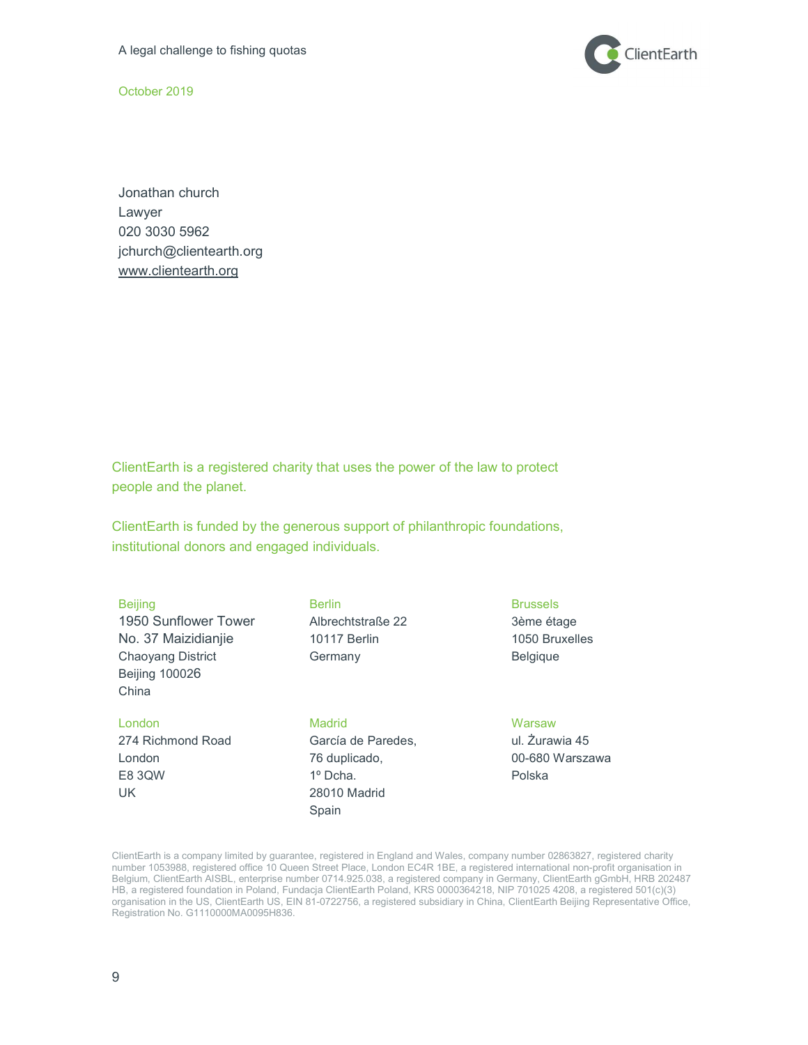October 2019

Jonathan church
Lawyer
020 3030 5962
jchurch@clientearth.org
www.clientearth.org

ClientEarth is a registered charity that uses the power of the law to protect people and the planet.

ClientEarth is funded by the generous support of philanthropic foundations, institutional donors and engaged individuals.

**Beijing**
1950 Sunflower Tower
No. 37 Maizidianjie
Chaoyang District
Beijing 100026
China

**Berlin**
Albrechtstraße 22
10117 Berlin
Germany

**Brussels**
3ème étage
1050 Bruxelles
Belgique

**London**
274 Richmond Road
London
E8 3QW
UK

**Madrid**
García de Paredes,
76 duplicado,
1º Dcha.
28010 Madrid
Spain

**Warsaw**
ul. Żurawia 45
00-680 Warszawa
Polska

ClientEarth is a company limited by guarantee, registered in England and Wales, company number 02863827, registered charity number 1053988, registered office 10 Queen Street Place, London EC4R 1BE, a registered international non-profit organisation in Belgium, ClientEarth AISBL, enterprise number 0714.925.038, a registered company in Germany, ClientEarth gGmbH, HRB 202487 HB, a registered foundation in Poland, Fundacja ClientEarth Poland, KRS 0000364218, NIP 701025 4208, a registered 501(c)(3) organisation in the US, ClientEarth US, EIN 81-0722756, a registered subsidiary in China, ClientEarth Beijing Representative Office, Registration No. G1110000MA0095H836.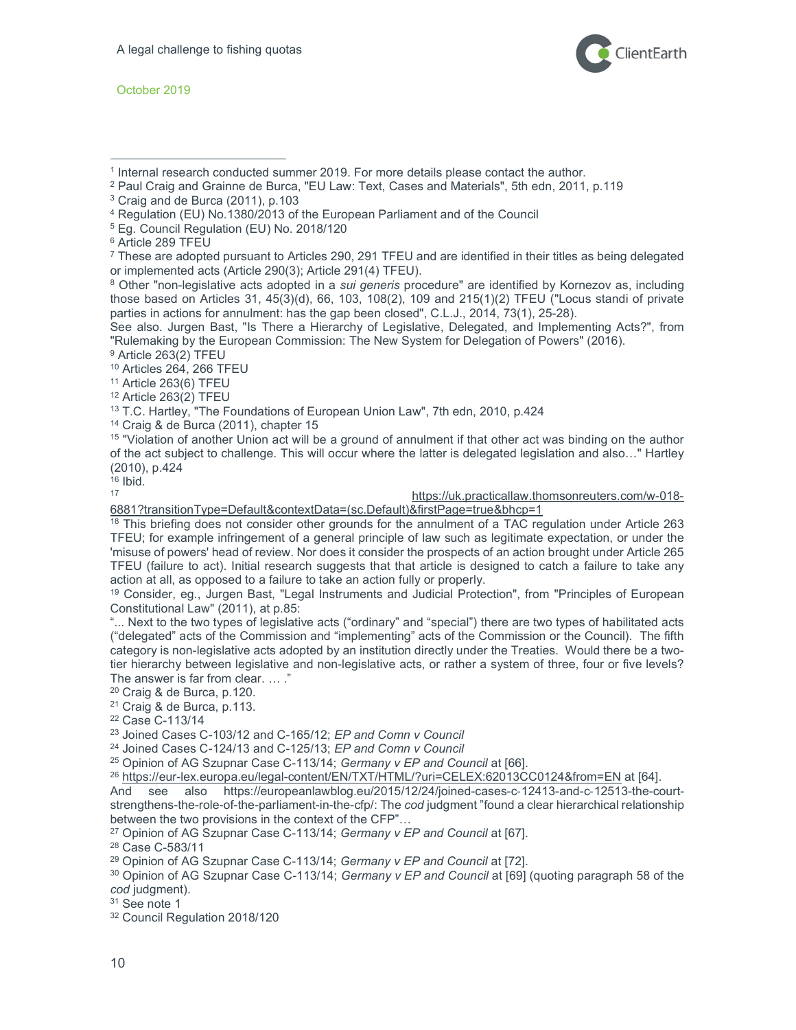[1] Internal research conducted summer 2019. For more details please contact the author.

[2] Paul Craig and Grainne de Burca, "EU Law: Text, Cases and Materials", 5th edn, 2011, p.119

[3] Craig and de Burca (2011), p.103

[4] Regulation (EU) No.1380/2013 of the European Parliament and of the Council

[5] Eg. Council Regulation (EU) No. 2018/120

[6] Article 289 TFEU

[7] These are adopted pursuant to Articles 290, 291 TFEU and are identified in their titles as being delegated or implemented acts (Article 290(3); Article 291(4) TFEU).

[8] Other "non-legislative acts adopted in a *sui generis* procedure" are identified by Kornezov as, including those based on Articles 31, 45(3)(d), 66, 103, 108(2), 109 and 215(1)(2) TFEU ("Locus standi of private parties in actions for annulment: has the gap been closed", C.L.J., 2014, 73(1), 25-28).

See also. Jurgen Bast, "Is There a Hierarchy of Legislative, Delegated, and Implementing Acts?", from "Rulemaking by the European Commission: The New System for Delegation of Powers" (2016).

[9] Article 263(2) TFEU

[10] Articles 264, 266 TFEU

[11] Article 263(6) TFEU

[12] Article 263(2) TFEU

[13] T.C. Hartley, "The Foundations of European Union Law", 7th edn, 2010, p.424

[14] Craig & de Burca (2011), chapter 15

[15] "Violation of another Union act will be a ground of annulment if that other act was binding on the author of the act subject to challenge. This will occur where the latter is delegated legislation and also…" Hartley (2010), p.424

[16] Ibid.

[17] https://uk.practicallaw.thomsonreuters.com/w-018-6881?transitionType=Default&contextData=(sc.Default)&firstPage=true&bhcp=1

[18] This briefing does not consider other grounds for the annulment of a TAC regulation under Article 263 TFEU; for example infringement of a general principle of law such as legitimate expectation, or under the 'misuse of powers' head of review. Nor does it consider the prospects of an action brought under Article 265 TFEU (failure to act). Initial research suggests that that article is designed to catch a failure to take any action at all, as opposed to a failure to take an action fully or properly.

[19] Consider, eg., Jurgen Bast, "Legal Instruments and Judicial Protection", from "Principles of European Constitutional Law" (2011), at p.85:

"... Next to the two types of legislative acts ("ordinary" and "special") there are two types of habilitated acts ("delegated" acts of the Commission and "implementing" acts of the Commission or the Council). The fifth category is non-legislative acts adopted by an institution directly under the Treaties. Would there be a two-tier hierarchy between legislative and non-legislative acts, or rather a system of three, four or five levels? The answer is far from clear. … ."

[20] Craig & de Burca, p.120.

[21] Craig & de Burca, p.113.

[22] Case C-113/14

[23] Joined Cases C-103/12 and C-165/12; *EP and Comn v Council*

[24] Joined Cases C-124/13 and C-125/13; *EP and Comn v Council*

[25] Opinion of AG Szupnar Case C-113/14; *Germany v EP and Council* at [66].

[26] https://eur-lex.europa.eu/legal-content/EN/TXT/HTML/?uri=CELEX:62013CC0124&from=EN at [64].

And see also https://europeanlawblog.eu/2015/12/24/joined-cases-c-12413-and-c-12513-the-court-strengthens-the-role-of-the-parliament-in-the-cfp/: The *cod* judgment "found a clear hierarchical relationship between the two provisions in the context of the CFP"…

[27] Opinion of AG Szupnar Case C-113/14; *Germany v EP and Council* at [67].

[28] Case C-583/11

[29] Opinion of AG Szupnar Case C-113/14; *Germany v EP and Council* at [72].

[30] Opinion of AG Szupnar Case C-113/14; *Germany v EP and Council* at [69] (quoting paragraph 58 of the *cod* judgment).

[31] See note 1

[32] Council Regulation 2018/120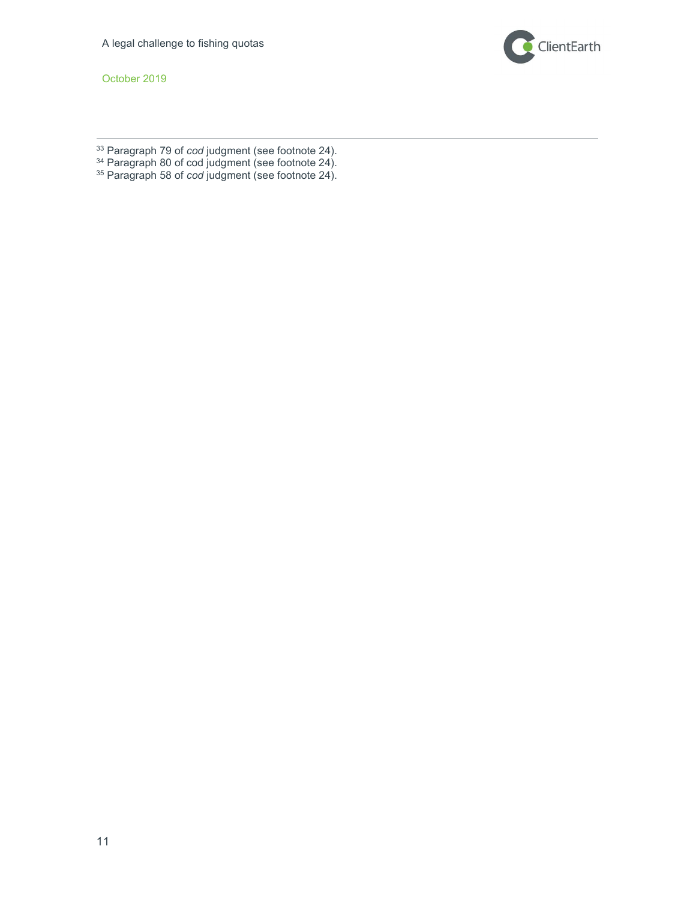[33] Paragraph 79 of *cod* judgment (see footnote 24).
[34] Paragraph 80 of cod judgment (see footnote 24).
[35] Paragraph 58 of *cod* judgment (see footnote 24).